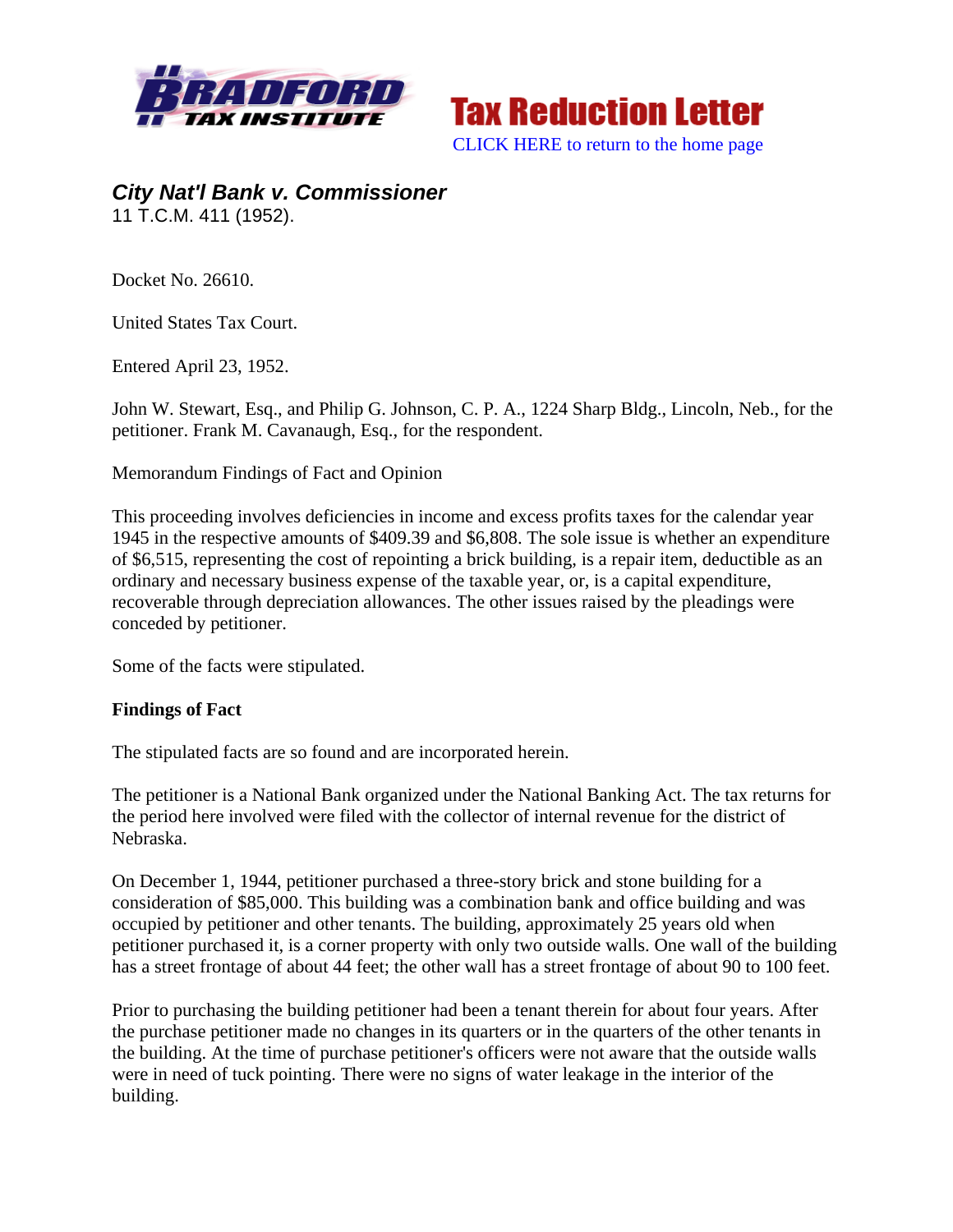Tax Reduction Letter

CLICK HERE to return to the home page

## *City Nat'l Bank v. Commissioner*

11 T.C.M. 411 (1952).

Docket No. 26610.

United States Tax Court.

Entered April 23, 1952.

John W. Stewart, Esq., and Philip G. Johnson, C. P. A., 1224 Sharp Bldg., Lincoln, Neb., for the petitioner. Frank M. Cavanaugh, Esq., for the respondent.

Memorandum Findings of Fact and Opinion

This proceeding involves deficiencies in income and excess profits taxes for the calendar year 1945 in the respective amounts of $409.39 and $6,808. The sole issue is whether an expenditure of $6,515, representing the cost of repointing a brick building, is a repair item, deductible as an ordinary and necessary business expense of the taxable year, or, is a capital expenditure, recoverable through depreciation allowances. The other issues raised by the pleadings were conceded by petitioner.

Some of the facts were stipulated.

**Findings of Fact**

The stipulated facts are so found and are incorporated herein.

The petitioner is a National Bank organized under the National Banking Act. The tax returns for the period here involved were filed with the collector of internal revenue for the district of Nebraska.

On December 1, 1944, petitioner purchased a three-story brick and stone building for a consideration of $85,000. This building was a combination bank and office building and was occupied by petitioner and other tenants. The building, approximately 25 years old when petitioner purchased it, is a corner property with only two outside walls. One wall of the building has a street frontage of about 44 feet; the other wall has a street frontage of about 90 to 100 feet.

Prior to purchasing the building petitioner had been a tenant therein for about four years. After the purchase petitioner made no changes in its quarters or in the quarters of the other tenants in the building. At the time of purchase petitioner's officers were not aware that the outside walls were in need of tuck pointing. There were no signs of water leakage in the interior of the building.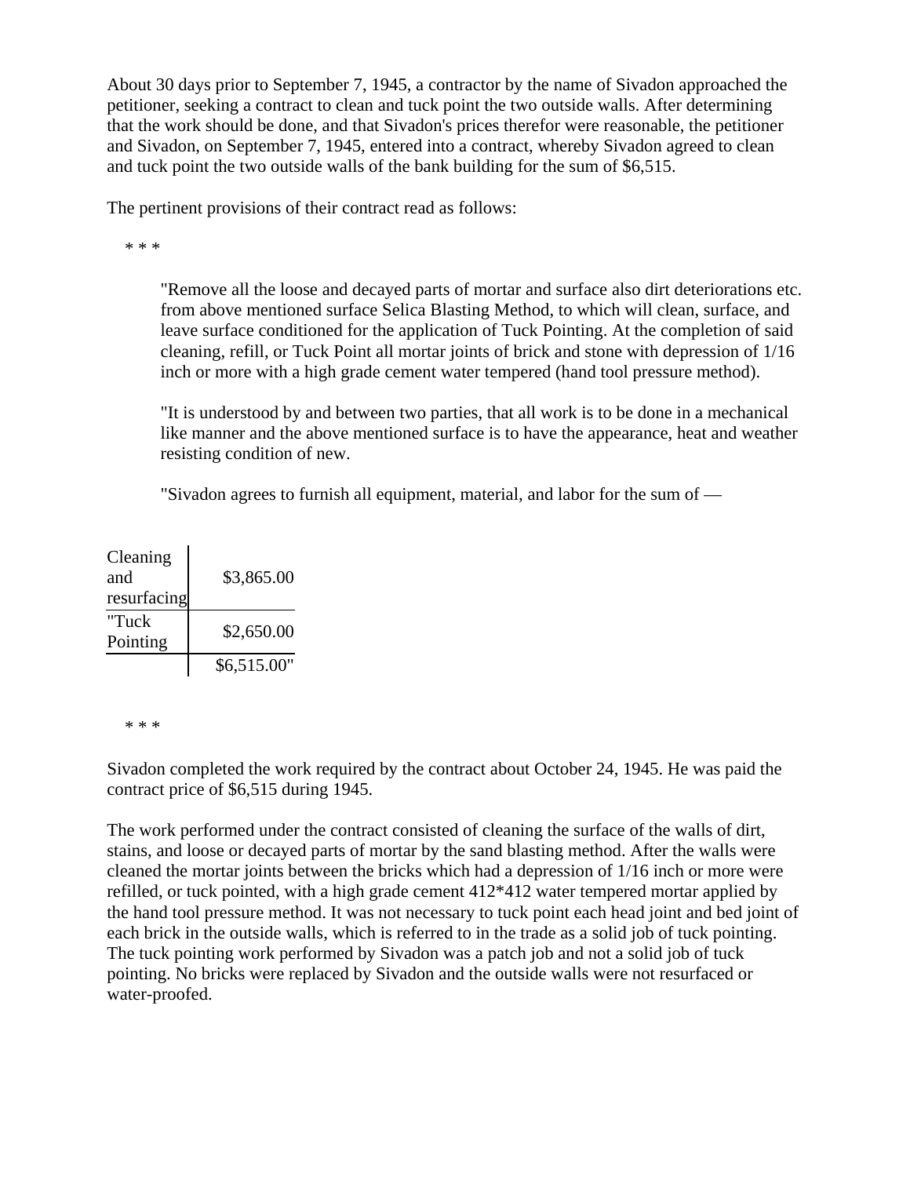About 30 days prior to September 7, 1945, a contractor by the name of Sivadon approached the petitioner, seeking a contract to clean and tuck point the two outside walls. After determining that the work should be done, and that Sivadon's prices therefor were reasonable, the petitioner and Sivadon, on September 7, 1945, entered into a contract, whereby Sivadon agreed to clean and tuck point the two outside walls of the bank building for the sum of $6,515.

The pertinent provisions of their contract read as follows:

\* \* \*

> "Remove all the loose and decayed parts of mortar and surface also dirt deteriorations etc. from above mentioned surface Selica Blasting Method, to which will clean, surface, and leave surface conditioned for the application of Tuck Pointing. At the completion of said cleaning, refill, or Tuck Point all mortar joints of brick and stone with depression of 1/16 inch or more with a high grade cement water tempered (hand tool pressure method).
>
> "It is understood by and between two parties, that all work is to be done in a mechanical like manner and the above mentioned surface is to have the appearance, heat and weather resisting condition of new.
>
> "Sivadon agrees to furnish all equipment, material, and labor for the sum of —

| | |
|---|---|
| Cleaning and resurfacing | $3,865.00 |
| "Tuck Pointing | $2,650.00 |
| | $6,515.00" |

\* \* \*

Sivadon completed the work required by the contract about October 24, 1945. He was paid the contract price of $6,515 during 1945.

The work performed under the contract consisted of cleaning the surface of the walls of dirt, stains, and loose or decayed parts of mortar by the sand blasting method. After the walls were cleaned the mortar joints between the bricks which had a depression of 1/16 inch or more were refilled, or tuck pointed, with a high grade cement 412*412 water tempered mortar applied by the hand tool pressure method. It was not necessary to tuck point each head joint and bed joint of each brick in the outside walls, which is referred to in the trade as a solid job of tuck pointing. The tuck pointing work performed by Sivadon was a patch job and not a solid job of tuck pointing. No bricks were replaced by Sivadon and the outside walls were not resurfaced or water-proofed.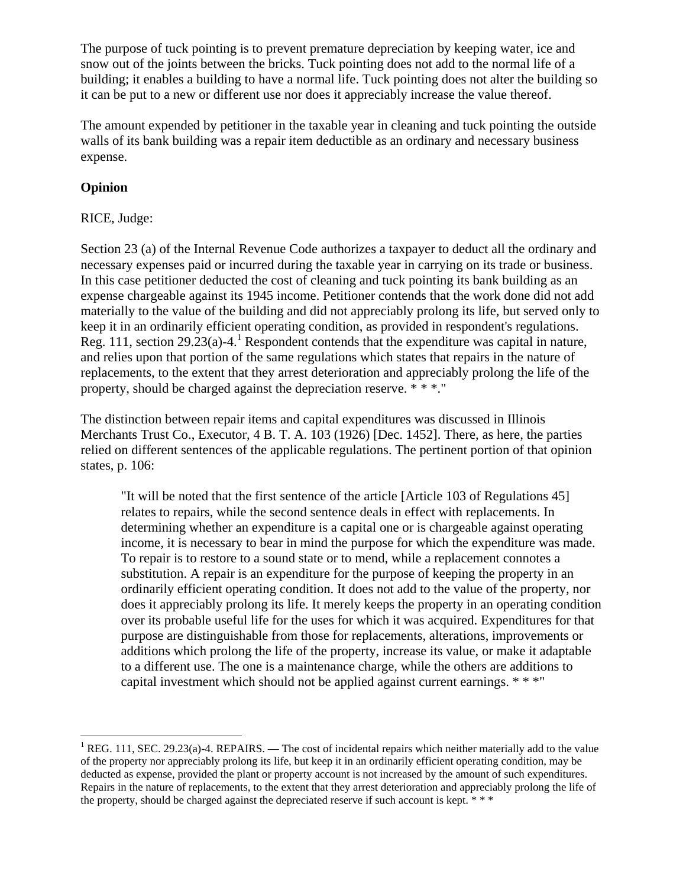The purpose of tuck pointing is to prevent premature depreciation by keeping water, ice and snow out of the joints between the bricks. Tuck pointing does not add to the normal life of a building; it enables a building to have a normal life. Tuck pointing does not alter the building so it can be put to a new or different use nor does it appreciably increase the value thereof.

The amount expended by petitioner in the taxable year in cleaning and tuck pointing the outside walls of its bank building was a repair item deductible as an ordinary and necessary business expense.

**Opinion**

RICE, Judge:

Section 23 (a) of the Internal Revenue Code authorizes a taxpayer to deduct all the ordinary and necessary expenses paid or incurred during the taxable year in carrying on its trade or business. In this case petitioner deducted the cost of cleaning and tuck pointing its bank building as an expense chargeable against its 1945 income. Petitioner contends that the work done did not add materially to the value of the building and did not appreciably prolong its life, but served only to keep it in an ordinarily efficient operating condition, as provided in respondent's regulations. Reg. 111, section 29.23(a)-4.[1] Respondent contends that the expenditure was capital in nature, and relies upon that portion of the same regulations which states that repairs in the nature of replacements, to the extent that they arrest deterioration and appreciably prolong the life of the property, should be charged against the depreciation reserve. * * *."

The distinction between repair items and capital expenditures was discussed in Illinois Merchants Trust Co., Executor, 4 B. T. A. 103 (1926) [Dec. 1452]. There, as here, the parties relied on different sentences of the applicable regulations. The pertinent portion of that opinion states, p. 106:

> "It will be noted that the first sentence of the article [Article 103 of Regulations 45] relates to repairs, while the second sentence deals in effect with replacements. In determining whether an expenditure is a capital one or is chargeable against operating income, it is necessary to bear in mind the purpose for which the expenditure was made. To repair is to restore to a sound state or to mend, while a replacement connotes a substitution. A repair is an expenditure for the purpose of keeping the property in an ordinarily efficient operating condition. It does not add to the value of the property, nor does it appreciably prolong its life. It merely keeps the property in an operating condition over its probable useful life for the uses for which it was acquired. Expenditures for that purpose are distinguishable from those for replacements, alterations, improvements or additions which prolong the life of the property, increase its value, or make it adaptable to a different use. The one is a maintenance charge, while the others are additions to capital investment which should not be applied against current earnings. * * *"

---

[1] REG. 111, SEC. 29.23(a)-4. REPAIRS. — The cost of incidental repairs which neither materially add to the value of the property nor appreciably prolong its life, but keep it in an ordinarily efficient operating condition, may be deducted as expense, provided the plant or property account is not increased by the amount of such expenditures. Repairs in the nature of replacements, to the extent that they arrest deterioration and appreciably prolong the life of the property, should be charged against the depreciated reserve if such account is kept. * * *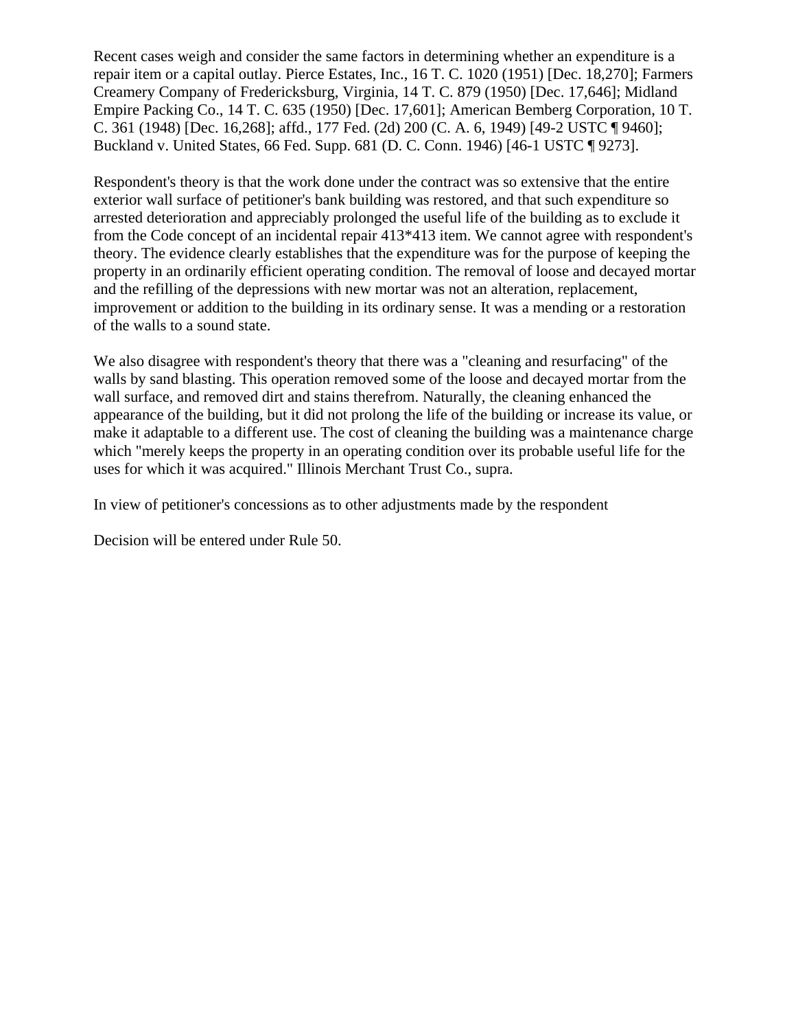Recent cases weigh and consider the same factors in determining whether an expenditure is a repair item or a capital outlay. Pierce Estates, Inc., 16 T. C. 1020 (1951) [Dec. 18,270]; Farmers Creamery Company of Fredericksburg, Virginia, 14 T. C. 879 (1950) [Dec. 17,646]; Midland Empire Packing Co., 14 T. C. 635 (1950) [Dec. 17,601]; American Bemberg Corporation, 10 T. C. 361 (1948) [Dec. 16,268]; affd., 177 Fed. (2d) 200 (C. A. 6, 1949) [49-2 USTC ¶ 9460]; Buckland v. United States, 66 Fed. Supp. 681 (D. C. Conn. 1946) [46-1 USTC ¶ 9273].

Respondent's theory is that the work done under the contract was so extensive that the entire exterior wall surface of petitioner's bank building was restored, and that such expenditure so arrested deterioration and appreciably prolonged the useful life of the building as to exclude it from the Code concept of an incidental repair 413*413 item. We cannot agree with respondent's theory. The evidence clearly establishes that the expenditure was for the purpose of keeping the property in an ordinarily efficient operating condition. The removal of loose and decayed mortar and the refilling of the depressions with new mortar was not an alteration, replacement, improvement or addition to the building in its ordinary sense. It was a mending or a restoration of the walls to a sound state.

We also disagree with respondent's theory that there was a "cleaning and resurfacing" of the walls by sand blasting. This operation removed some of the loose and decayed mortar from the wall surface, and removed dirt and stains therefrom. Naturally, the cleaning enhanced the appearance of the building, but it did not prolong the life of the building or increase its value, or make it adaptable to a different use. The cost of cleaning the building was a maintenance charge which "merely keeps the property in an operating condition over its probable useful life for the uses for which it was acquired." Illinois Merchant Trust Co., supra.

In view of petitioner's concessions as to other adjustments made by the respondent

Decision will be entered under Rule 50.